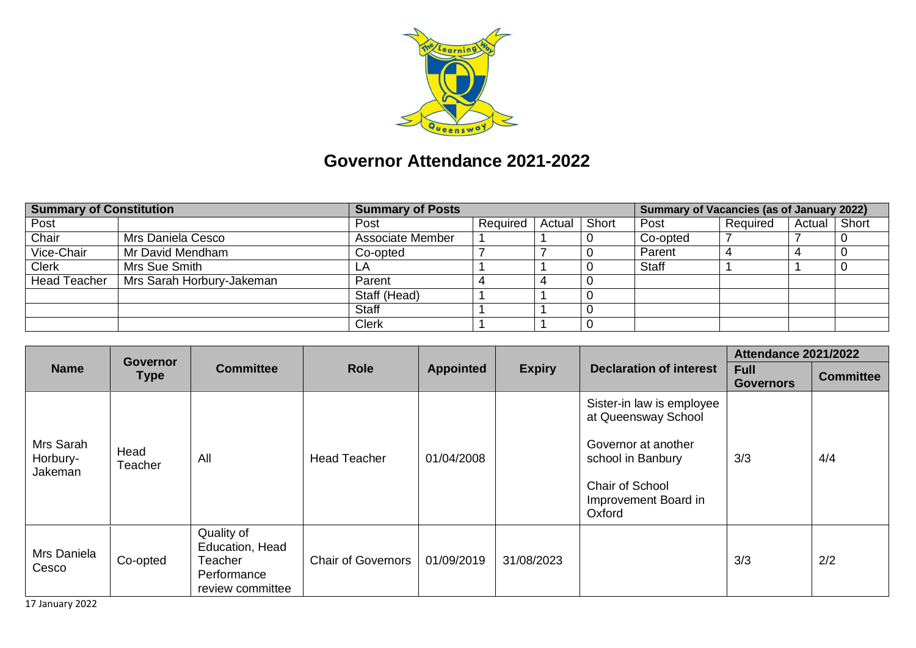# Governor Attendance 2021-2022

| Summary of Constitution | | Summary of Posts | | | | Summary of Vacancies (as of January 2022) | | | |
|---|---|---|---|---|---|---|---|---|---|
| Post | | Post | Required | Actual | Short | Post | Required | Actual | Short |
| Chair | Mrs Daniela Cesco | Associate Member | 1 | 1 | 0 | Co-opted | 7 | 7 | 0 |
| Vice-Chair | Mr David Mendham | Co-opted | 7 | 7 | 0 | Parent | 4 | 4 | 0 |
| Clerk | Mrs Sue Smith | LA | 1 | 1 | 0 | Staff | 1 | 1 | 0 |
| Head Teacher | Mrs Sarah Horbury-Jakeman | Parent | 4 | 4 | 0 | | | | |
| | | Staff (Head) | 1 | 1 | 0 | | | | |
| | | Staff | 1 | 1 | 0 | | | | |
| | | Clerk | 1 | 1 | 0 | | | | |

| Name | Governor Type | Committee | Role | Appointed | Expiry | Declaration of interest | Attendance 2021/2022 | |
|---|---|---|---|---|---|---|---|---|
| | | | | | | | Full Governors | Committee |
| Mrs Sarah Horbury-Jakeman | Head Teacher | All | Head Teacher | 01/04/2008 | | Sister-in law is employee at Queensway School<br><br>Governor at another school in Banbury<br><br>Chair of School Improvement Board in Oxford | 3/3 | 4/4 |
| Mrs Daniela Cesco | Co-opted | Quality of Education, Head Teacher Performance review committee | Chair of Governors | 01/09/2019 | 31/08/2023 | | 3/3 | 2/2 |

17 January 2022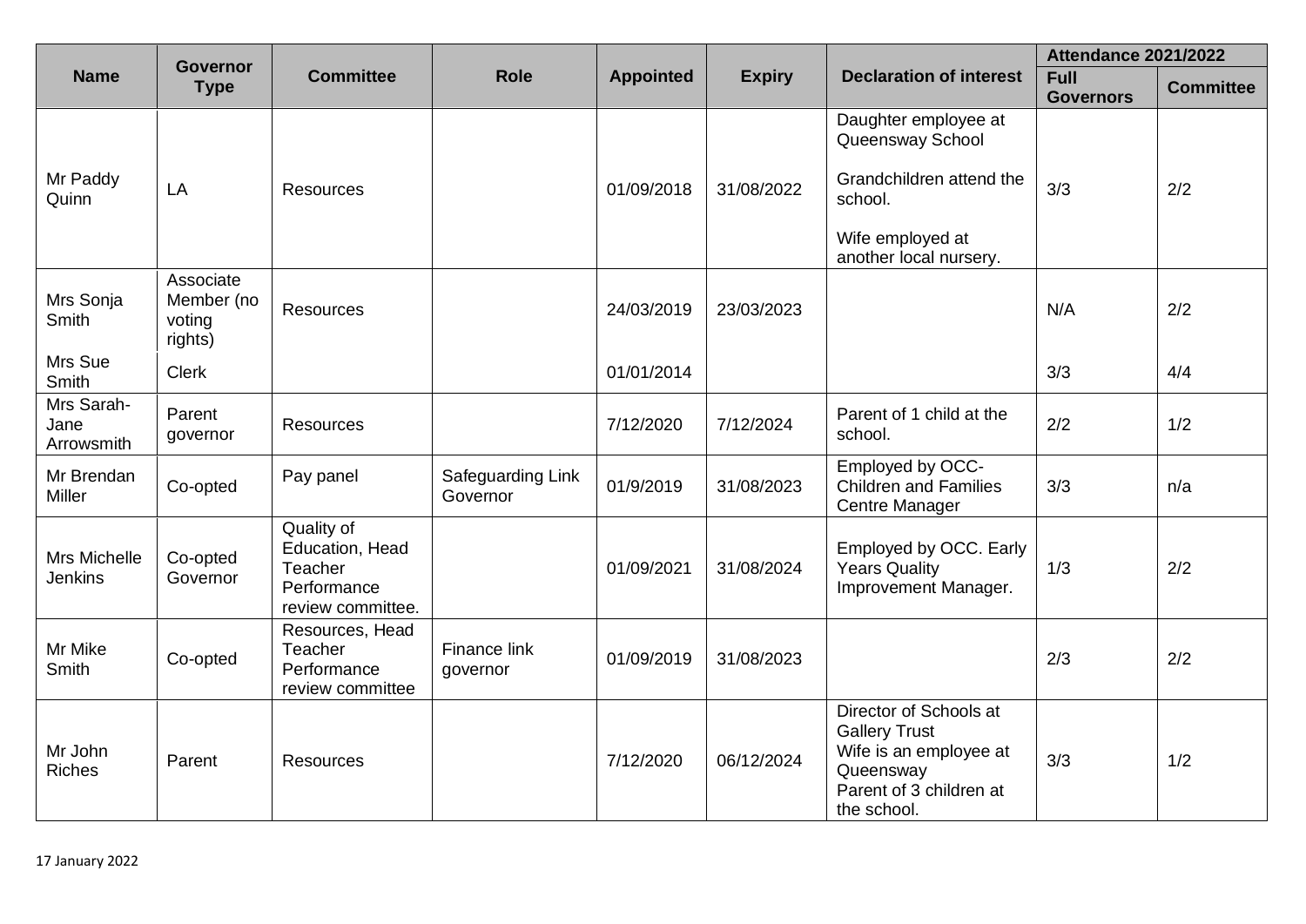| Name | Governor Type | Committee | Role | Appointed | Expiry | Declaration of interest | Attendance 2021/2022 | |
|---|---|---|---|---|---|---|---|---|
| | | | | | | | Full Governors | Committee |
| Mr Paddy Quinn | LA | Resources | | 01/09/2018 | 31/08/2022 | Daughter employee at Queensway School<br><br>Grandchildren attend the school.<br><br>Wife employed at another local nursery. | 3/3 | 2/2 |
| Mrs Sonja Smith | Associate Member (no voting rights) | Resources | | 24/03/2019 | 23/03/2023 | | N/A | 2/2 |
| Mrs Sue Smith | Clerk | | | 01/01/2014 | | | 3/3 | 4/4 |
| Mrs Sarah-Jane Arrowsmith | Parent governor | Resources | | 7/12/2020 | 7/12/2024 | Parent of 1 child at the school. | 2/2 | 1/2 |
| Mr Brendan Miller | Co-opted | Pay panel | Safeguarding Link Governor | 01/9/2019 | 31/08/2023 | Employed by OCC- Children and Families Centre Manager | 3/3 | n/a |
| Mrs Michelle Jenkins | Co-opted Governor | Quality of Education, Head Teacher Performance review committee. | | 01/09/2021 | 31/08/2024 | Employed by OCC. Early Years Quality Improvement Manager. | 1/3 | 2/2 |
| Mr Mike Smith | Co-opted | Resources, Head Teacher Performance review committee | Finance link governor | 01/09/2019 | 31/08/2023 | | 2/3 | 2/2 |
| Mr John Riches | Parent | Resources | | 7/12/2020 | 06/12/2024 | Director of Schools at Gallery Trust<br>Wife is an employee at Queensway<br>Parent of 3 children at the school. | 3/3 | 1/2 |

17 January 2022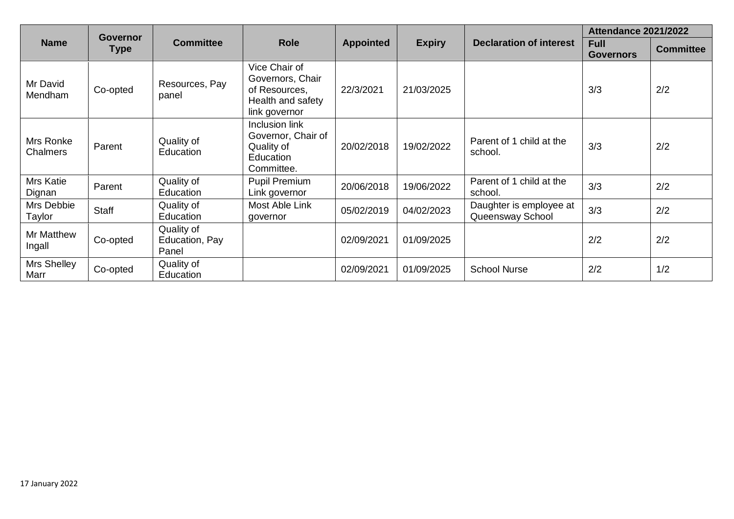| Name | Governor Type | Committee | Role | Appointed | Expiry | Declaration of interest | Attendance 2021/2022 | |
|---|---|---|---|---|---|---|---|---|
| | | | | | | | Full Governors | Committee |
| Mr David Mendham | Co-opted | Resources, Pay panel | Vice Chair of Governors, Chair of Resources, Health and safety link governor | 22/3/2021 | 21/03/2025 | | 3/3 | 2/2 |
| Mrs Ronke Chalmers | Parent | Quality of Education | Inclusion link Governor, Chair of Quality of Education Committee. | 20/02/2018 | 19/02/2022 | Parent of 1 child at the school. | 3/3 | 2/2 |
| Mrs Katie Dignan | Parent | Quality of Education | Pupil Premium Link governor | 20/06/2018 | 19/06/2022 | Parent of 1 child at the school. | 3/3 | 2/2 |
| Mrs Debbie Taylor | Staff | Quality of Education | Most Able Link governor | 05/02/2019 | 04/02/2023 | Daughter is employee at Queensway School | 3/3 | 2/2 |
| Mr Matthew Ingall | Co-opted | Quality of Education, Pay Panel | | 02/09/2021 | 01/09/2025 | | 2/2 | 2/2 |
| Mrs Shelley Marr | Co-opted | Quality of Education | | 02/09/2021 | 01/09/2025 | School Nurse | 2/2 | 1/2 |

17 January 2022